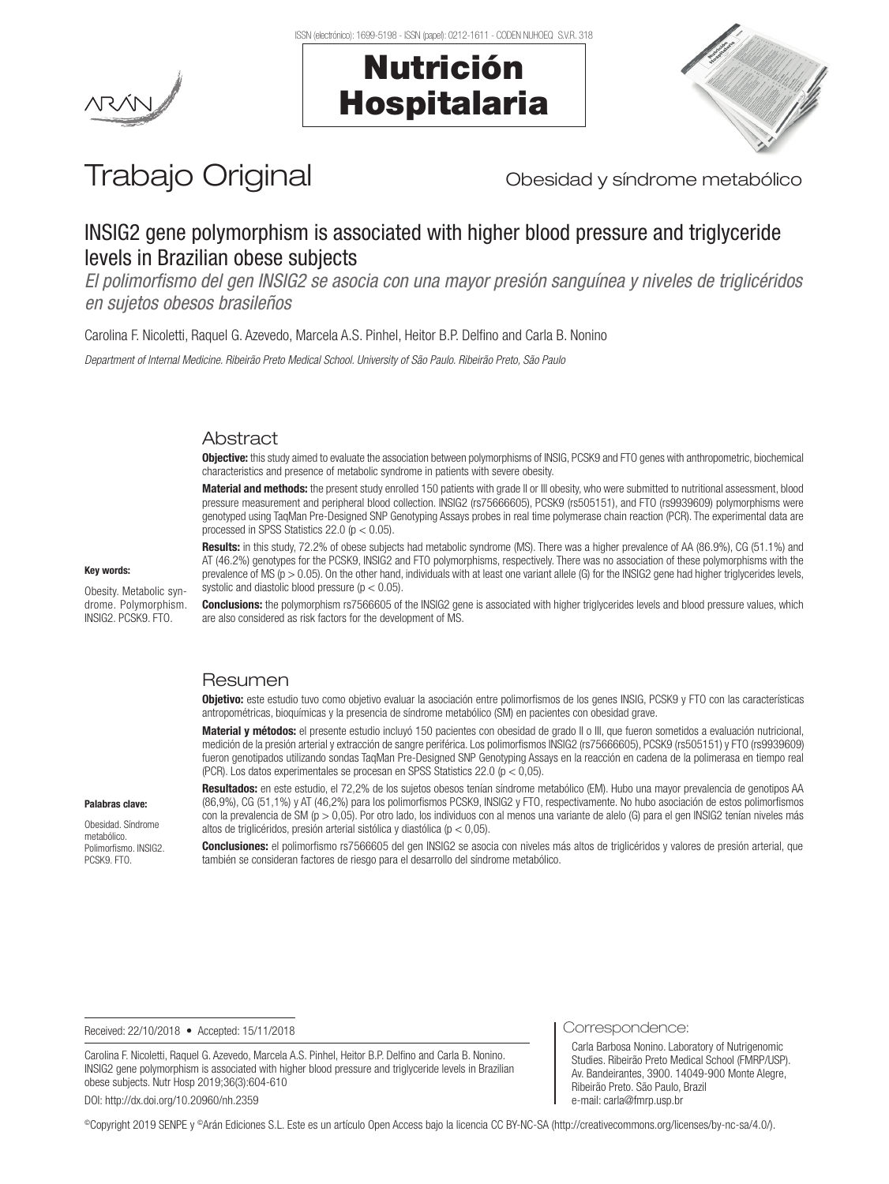Trabajo Original

Obesidad y síndrome metabólico

# INSIG2 gene polymorphism is associated with higher blood pressure and triglyceride levels in Brazilian obese subjects

*El polimorfismo del gen INSIG2 se asocia con una mayor presión sanguínea y niveles de triglicéridos en sujetos obesos brasileños*

Carolina F. Nicoletti, Raquel G. Azevedo, Marcela A.S. Pinhel, Heitor B.P. Delfino and Carla B. Nonino

*Department of Internal Medicine. Ribeirão Preto Medical School. University of São Paulo. Ribeirão Preto, São Paulo*

## Abstract

**Objective:** this study aimed to evaluate the association between polymorphisms of INSIG, PCSK9 and FTO genes with anthropometric, biochemical characteristics and presence of metabolic syndrome in patients with severe obesity.

**Material and methods:** the present study enrolled 150 patients with grade II or III obesity, who were submitted to nutritional assessment, blood pressure measurement and peripheral blood collection. INSIG2 (rs75666605), PCSK9 (rs505151), and FTO (rs9939609) polymorphisms were genotyped using TaqMan Pre-Designed SNP Genotyping Assays probes in real time polymerase chain reaction (PCR). The experimental data are processed in SPSS Statistics 22.0 ($p < 0.05$).

**Results:** in this study, 72.2% of obese subjects had metabolic syndrome (MS). There was a higher prevalence of AA (86.9%), CG (51.1%) and AT (46.2%) genotypes for the PCSK9, INSIG2 and FTO polymorphisms, respectively. There was no association of these polymorphisms with the prevalence of MS ($p > 0.05$). On the other hand, individuals with at least one variant allele (G) for the INSIG2 gene had higher triglycerides levels, systolic and diastolic blood pressure ($p < 0.05$).

**Conclusions:** the polymorphism rs7566605 of the INSIG2 gene is associated with higher triglycerides levels and blood pressure values, which are also considered as risk factors for the development of MS.

**Key words:**

Obesity. Metabolic syndrome. Polymorphism. INSIG2. PCSK9. FTO.

## Resumen

**Objetivo:** este estudio tuvo como objetivo evaluar la asociación entre polimorfismos de los genes INSIG, PCSK9 y FTO con las características antropométricas, bioquímicas y la presencia de síndrome metabólico (SM) en pacientes con obesidad grave.

**Material y métodos:** el presente estudio incluyó 150 pacientes con obesidad de grado II o III, que fueron sometidos a evaluación nutricional, medición de la presión arterial y extracción de sangre periférica. Los polimorfismos INSIG2 (rs75666605), PCSK9 (rs505151) y FTO (rs9939609) fueron genotipados utilizando sondas TaqMan Pre-Designed SNP Genotyping Assays en la reacción en cadena de la polimerasa en tiempo real (PCR). Los datos experimentales se procesan en SPSS Statistics 22.0 ($p < 0,05$).

**Resultados:** en este estudio, el 72,2% de los sujetos obesos tenían síndrome metabólico (EM). Hubo una mayor prevalencia de genotipos AA (86,9%), CG (51,1%) y AT (46,2%) para los polimorfismos PCSK9, INSIG2 y FTO, respectivamente. No hubo asociación de estos polimorfismos con la prevalencia de SM ($p > 0,05$). Por otro lado, los individuos con al menos una variante de alelo (G) para el gen INSIG2 tenían niveles más altos de triglicéridos, presión arterial sistólica y diastólica ($p < 0,05$).

**Conclusiones:** el polimorfismo rs7566605 del gen INSIG2 se asocia con niveles más altos de triglicéridos y valores de presión arterial, que también se consideran factores de riesgo para el desarrollo del síndrome metabólico.

**Palabras clave:**

Obesidad. Síndrome metabólico. Polimorfismo. INSIG2. PCSK9. FTO.

Received: 22/10/2018 • Accepted: 15/11/2018

Carolina F. Nicoletti, Raquel G. Azevedo, Marcela A.S. Pinhel, Heitor B.P. Delfino and Carla B. Nonino. INSIG2 gene polymorphism is associated with higher blood pressure and triglyceride levels in Brazilian obese subjects. Nutr Hosp 2019;36(3):604-610

DOI: http://dx.doi.org/10.20960/nh.2359

Correspondence:

Carla Barbosa Nonino. Laboratory of Nutrigenomic Studies. Ribeirão Preto Medical School (FMRP/USP). Av. Bandeirantes, 3900. 14049-900 Monte Alegre, Ribeirão Preto. São Paulo, Brazil
e-mail: carla@fmrp.usp.br

©Copyright 2019 SENPE y ©Arán Ediciones S.L. Este es un artículo Open Access bajo la licencia CC BY-NC-SA (http://creativecommons.org/licenses/by-nc-sa/4.0/).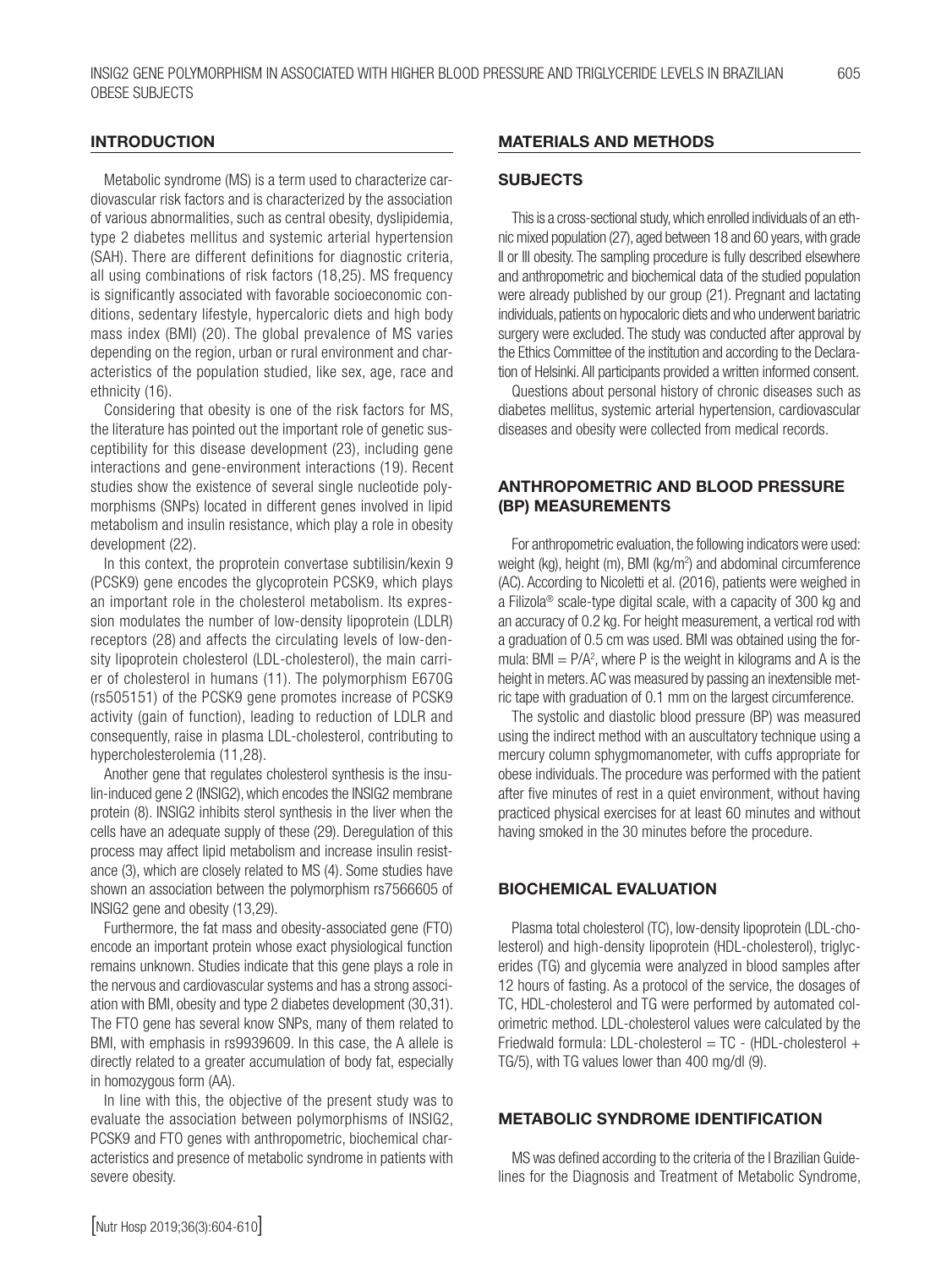## INTRODUCTION

Metabolic syndrome (MS) is a term used to characterize cardiovascular risk factors and is characterized by the association of various abnormalities, such as central obesity, dyslipidemia, type 2 diabetes mellitus and systemic arterial hypertension (SAH). There are different definitions for diagnostic criteria, all using combinations of risk factors (18,25). MS frequency is significantly associated with favorable socioeconomic conditions, sedentary lifestyle, hypercaloric diets and high body mass index (BMI) (20). The global prevalence of MS varies depending on the region, urban or rural environment and characteristics of the population studied, like sex, age, race and ethnicity (16).

Considering that obesity is one of the risk factors for MS, the literature has pointed out the important role of genetic susceptibility for this disease development (23), including gene interactions and gene-environment interactions (19). Recent studies show the existence of several single nucleotide polymorphisms (SNPs) located in different genes involved in lipid metabolism and insulin resistance, which play a role in obesity development (22).

In this context, the proprotein convertase subtilisin/kexin 9 (PCSK9) gene encodes the glycoprotein PCSK9, which plays an important role in the cholesterol metabolism. Its expression modulates the number of low-density lipoprotein (LDLR) receptors (28) and affects the circulating levels of low-density lipoprotein cholesterol (LDL-cholesterol), the main carrier of cholesterol in humans (11). The polymorphism E670G (rs505151) of the PCSK9 gene promotes increase of PCSK9 activity (gain of function), leading to reduction of LDLR and consequently, raise in plasma LDL-cholesterol, contributing to hypercholesterolemia (11,28).

Another gene that regulates cholesterol synthesis is the insulin-induced gene 2 (INSIG2), which encodes the INSIG2 membrane protein (8). INSIG2 inhibits sterol synthesis in the liver when the cells have an adequate supply of these (29). Deregulation of this process may affect lipid metabolism and increase insulin resistance (3), which are closely related to MS (4). Some studies have shown an association between the polymorphism rs7566605 of INSIG2 gene and obesity (13,29).

Furthermore, the fat mass and obesity-associated gene (FTO) encode an important protein whose exact physiological function remains unknown. Studies indicate that this gene plays a role in the nervous and cardiovascular systems and has a strong association with BMI, obesity and type 2 diabetes development (30,31). The FTO gene has several know SNPs, many of them related to BMI, with emphasis in rs9939609. In this case, the A allele is directly related to a greater accumulation of body fat, especially in homozygous form (AA).

In line with this, the objective of the present study was to evaluate the association between polymorphisms of INSIG2, PCSK9 and FTO genes with anthropometric, biochemical characteristics and presence of metabolic syndrome in patients with severe obesity.

## MATERIALS AND METHODS

### SUBJECTS

This is a cross-sectional study, which enrolled individuals of an ethnic mixed population (27), aged between 18 and 60 years, with grade II or III obesity. The sampling procedure is fully described elsewhere and anthropometric and biochemical data of the studied population were already published by our group (21). Pregnant and lactating individuals, patients on hypocaloric diets and who underwent bariatric surgery were excluded. The study was conducted after approval by the Ethics Committee of the institution and according to the Declaration of Helsinki. All participants provided a written informed consent.

Questions about personal history of chronic diseases such as diabetes mellitus, systemic arterial hypertension, cardiovascular diseases and obesity were collected from medical records.

### ANTHROPOMETRIC AND BLOOD PRESSURE (BP) MEASUREMENTS

For anthropometric evaluation, the following indicators were used: weight (kg), height (m), BMI (kg/m$^2$) and abdominal circumference (AC). According to Nicoletti et al. (2016), patients were weighed in a Filizola® scale-type digital scale, with a capacity of 300 kg and an accuracy of 0.2 kg. For height measurement, a vertical rod with a graduation of 0.5 cm was used. BMI was obtained using the formula: $BMI = P/A^2$, where P is the weight in kilograms and A is the height in meters. AC was measured by passing an inextensible metric tape with graduation of 0.1 mm on the largest circumference.

The systolic and diastolic blood pressure (BP) was measured using the indirect method with an auscultatory technique using a mercury column sphygmomanometer, with cuffs appropriate for obese individuals. The procedure was performed with the patient after five minutes of rest in a quiet environment, without having practiced physical exercises for at least 60 minutes and without having smoked in the 30 minutes before the procedure.

### BIOCHEMICAL EVALUATION

Plasma total cholesterol (TC), low-density lipoprotein (LDL-cholesterol) and high-density lipoprotein (HDL-cholesterol), triglycerides (TG) and glycemia were analyzed in blood samples after 12 hours of fasting. As a protocol of the service, the dosages of TC, HDL-cholesterol and TG were performed by automated colorimetric method. LDL-cholesterol values were calculated by the Friedwald formula: LDL-cholesterol = TC - (HDL-cholesterol + TG/5), with TG values lower than 400 mg/dl (9).

### METABOLIC SYNDROME IDENTIFICATION

MS was defined according to the criteria of the I Brazilian Guidelines for the Diagnosis and Treatment of Metabolic Syndrome,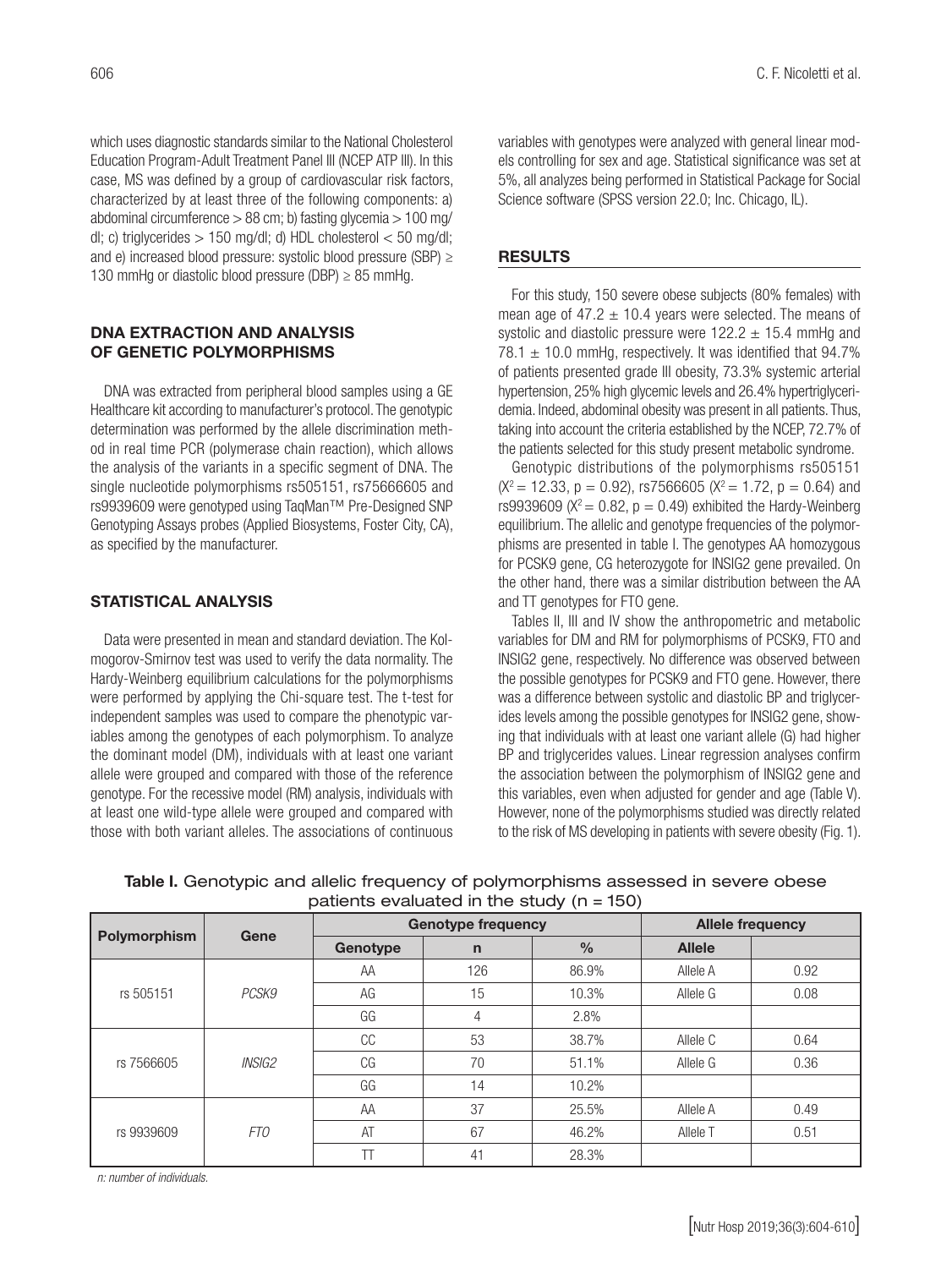which uses diagnostic standards similar to the National Cholesterol Education Program-Adult Treatment Panel III (NCEP ATP III). In this case, MS was defined by a group of cardiovascular risk factors, characterized by at least three of the following components: a) abdominal circumference > 88 cm; b) fasting glycemia > 100 mg/dl; c) triglycerides > 150 mg/dl; d) HDL cholesterol < 50 mg/dl; and e) increased blood pressure: systolic blood pressure (SBP) ≥ 130 mmHg or diastolic blood pressure (DBP) ≥ 85 mmHg.

## DNA EXTRACTION AND ANALYSIS OF GENETIC POLYMORPHISMS

DNA was extracted from peripheral blood samples using a GE Healthcare kit according to manufacturer's protocol. The genotypic determination was performed by the allele discrimination method in real time PCR (polymerase chain reaction), which allows the analysis of the variants in a specific segment of DNA. The single nucleotide polymorphisms rs505151, rs75666605 and rs9939609 were genotyped using TaqMan™ Pre-Designed SNP Genotyping Assays probes (Applied Biosystems, Foster City, CA), as specified by the manufacturer.

## STATISTICAL ANALYSIS

Data were presented in mean and standard deviation. The Kolmogorov-Smirnov test was used to verify the data normality. The Hardy-Weinberg equilibrium calculations for the polymorphisms were performed by applying the Chi-square test. The t-test for independent samples was used to compare the phenotypic variables among the genotypes of each polymorphism. To analyze the dominant model (DM), individuals with at least one variant allele were grouped and compared with those of the reference genotype. For the recessive model (RM) analysis, individuals with at least one wild-type allele were grouped and compared with those with both variant alleles. The associations of continuous variables with genotypes were analyzed with general linear models controlling for sex and age. Statistical significance was set at 5%, all analyzes being performed in Statistical Package for Social Science software (SPSS version 22.0; Inc. Chicago, IL).

## RESULTS

For this study, 150 severe obese subjects (80% females) with mean age of 47.2 ± 10.4 years were selected. The means of systolic and diastolic pressure were 122.2 ± 15.4 mmHg and 78.1 ± 10.0 mmHg, respectively. It was identified that 94.7% of patients presented grade III obesity, 73.3% systemic arterial hypertension, 25% high glycemic levels and 26.4% hypertriglyceridemia. Indeed, abdominal obesity was present in all patients. Thus, taking into account the criteria established by the NCEP, 72.7% of the patients selected for this study present metabolic syndrome.

Genotypic distributions of the polymorphisms rs505151 ($X^2 = 12.33$, $p = 0.92$), rs7566605 ($X^2 = 1.72$, $p = 0.64$) and rs9939609 ($X^2 = 0.82$, $p = 0.49$) exhibited the Hardy-Weinberg equilibrium. The allelic and genotype frequencies of the polymorphisms are presented in table I. The genotypes AA homozygous for PCSK9 gene, CG heterozygote for INSIG2 gene prevailed. On the other hand, there was a similar distribution between the AA and TT genotypes for FTO gene.

Tables II, III and IV show the anthropometric and metabolic variables for DM and RM for polymorphisms of PCSK9, FTO and INSIG2 gene, respectively. No difference was observed between the possible genotypes for PCSK9 and FTO gene. However, there was a difference between systolic and diastolic BP and triglycerides levels among the possible genotypes for INSIG2 gene, showing that individuals with at least one variant allele (G) had higher BP and triglycerides values. Linear regression analyses confirm the association between the polymorphism of INSIG2 gene and this variables, even when adjusted for gender and age (Table V). However, none of the polymorphisms studied was directly related to the risk of MS developing in patients with severe obesity (Fig. 1).

**Table I.** Genotypic and allelic frequency of polymorphisms assessed in severe obese patients evaluated in the study (n = 150)

| Polymorphism | Gene | Genotype frequency | | | Allele frequency | |
|---|---|---|---|---|---|---|
| | | Genotype | n | % | Allele | |
| rs 505151 | *PCSK9* | AA | 126 | 86.9% | Allele A | 0.92 |
| | | AG | 15 | 10.3% | Allele G | 0.08 |
| | | GG | 4 | 2.8% | | |
| rs 7566605 | *INSIG2* | CC | 53 | 38.7% | Allele C | 0.64 |
| | | CG | 70 | 51.1% | Allele G | 0.36 |
| | | GG | 14 | 10.2% | | |
| rs 9939609 | *FTO* | AA | 37 | 25.5% | Allele A | 0.49 |
| | | AT | 67 | 46.2% | Allele T | 0.51 |
| | | TT | 41 | 28.3% | | |

*n: number of individuals.*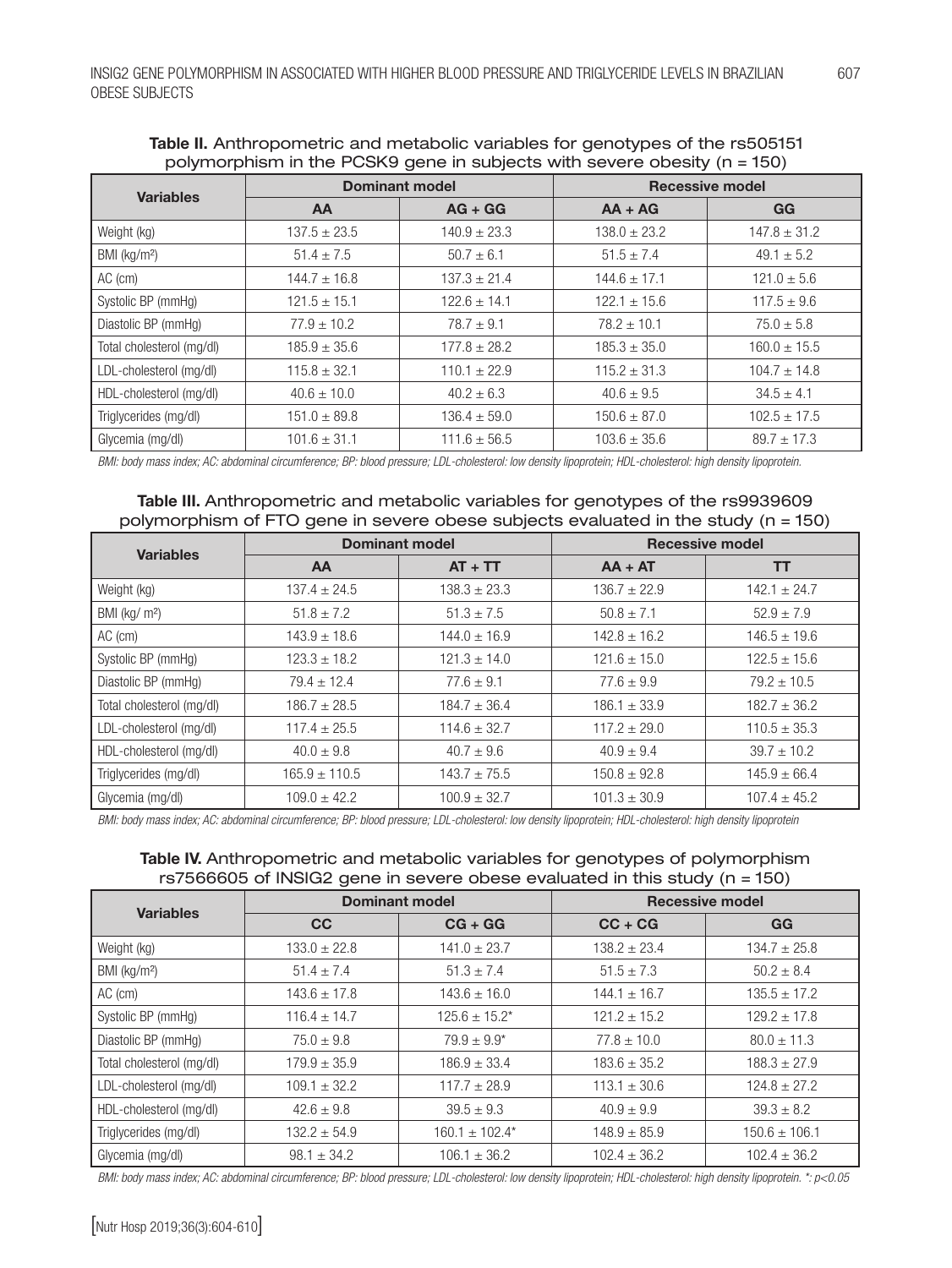**Table II.** Anthropometric and metabolic variables for genotypes of the rs505151 polymorphism in the PCSK9 gene in subjects with severe obesity (n = 150)

| Variables | Dominant model | | Recessive model | |
|---|---|---|---|---|
| | **AA** | **AG + GG** | **AA + AG** | **GG** |
| Weight (kg) | 137.5 ± 23.5 | 140.9 ± 23.3 | 138.0 ± 23.2 | 147.8 ± 31.2 |
| BMI (kg/m²) | 51.4 ± 7.5 | 50.7 ± 6.1 | 51.5 ± 7.4 | 49.1 ± 5.2 |
| AC (cm) | 144.7 ± 16.8 | 137.3 ± 21.4 | 144.6 ± 17.1 | 121.0 ± 5.6 |
| Systolic BP (mmHg) | 121.5 ± 15.1 | 122.6 ± 14.1 | 122.1 ± 15.6 | 117.5 ± 9.6 |
| Diastolic BP (mmHg) | 77.9 ± 10.2 | 78.7 ± 9.1 | 78.2 ± 10.1 | 75.0 ± 5.8 |
| Total cholesterol (mg/dl) | 185.9 ± 35.6 | 177.8 ± 28.2 | 185.3 ± 35.0 | 160.0 ± 15.5 |
| LDL-cholesterol (mg/dl) | 115.8 ± 32.1 | 110.1 ± 22.9 | 115.2 ± 31.3 | 104.7 ± 14.8 |
| HDL-cholesterol (mg/dl) | 40.6 ± 10.0 | 40.2 ± 6.3 | 40.6 ± 9.5 | 34.5 ± 4.1 |
| Triglycerides (mg/dl) | 151.0 ± 89.8 | 136.4 ± 59.0 | 150.6 ± 87.0 | 102.5 ± 17.5 |
| Glycemia (mg/dl) | 101.6 ± 31.1 | 111.6 ± 56.5 | 103.6 ± 35.6 | 89.7 ± 17.3 |

*BMI: body mass index; AC: abdominal circumference; BP: blood pressure; LDL-cholesterol: low density lipoprotein; HDL-cholesterol: high density lipoprotein.*

**Table III.** Anthropometric and metabolic variables for genotypes of the rs9939609 polymorphism of FTO gene in severe obese subjects evaluated in the study (n = 150)

| Variables | Dominant model | | Recessive model | |
|---|---|---|---|---|
| | **AA** | **AT + TT** | **AA + AT** | **TT** |
| Weight (kg) | 137.4 ± 24.5 | 138.3 ± 23.3 | 136.7 ± 22.9 | 142.1 ± 24.7 |
| BMI (kg/ m²) | 51.8 ± 7.2 | 51.3 ± 7.5 | 50.8 ± 7.1 | 52.9 ± 7.9 |
| AC (cm) | 143.9 ± 18.6 | 144.0 ± 16.9 | 142.8 ± 16.2 | 146.5 ± 19.6 |
| Systolic BP (mmHg) | 123.3 ± 18.2 | 121.3 ± 14.0 | 121.6 ± 15.0 | 122.5 ± 15.6 |
| Diastolic BP (mmHg) | 79.4 ± 12.4 | 77.6 ± 9.1 | 77.6 ± 9.9 | 79.2 ± 10.5 |
| Total cholesterol (mg/dl) | 186.7 ± 28.5 | 184.7 ± 36.4 | 186.1 ± 33.9 | 182.7 ± 36.2 |
| LDL-cholesterol (mg/dl) | 117.4 ± 25.5 | 114.6 ± 32.7 | 117.2 ± 29.0 | 110.5 ± 35.3 |
| HDL-cholesterol (mg/dl) | 40.0 ± 9.8 | 40.7 ± 9.6 | 40.9 ± 9.4 | 39.7 ± 10.2 |
| Triglycerides (mg/dl) | 165.9 ± 110.5 | 143.7 ± 75.5 | 150.8 ± 92.8 | 145.9 ± 66.4 |
| Glycemia (mg/dl) | 109.0 ± 42.2 | 100.9 ± 32.7 | 101.3 ± 30.9 | 107.4 ± 45.2 |

*BMI: body mass index; AC: abdominal circumference; BP: blood pressure; LDL-cholesterol: low density lipoprotein; HDL-cholesterol: high density lipoprotein*

**Table IV.** Anthropometric and metabolic variables for genotypes of polymorphism rs7566605 of INSIG2 gene in severe obese evaluated in this study (n = 150)

| Variables | Dominant model | | Recessive model | |
|---|---|---|---|---|
| | **CC** | **CG + GG** | **CC + CG** | **GG** |
| Weight (kg) | 133.0 ± 22.8 | 141.0 ± 23.7 | 138.2 ± 23.4 | 134.7 ± 25.8 |
| BMI (kg/m²) | 51.4 ± 7.4 | 51.3 ± 7.4 | 51.5 ± 7.3 | 50.2 ± 8.4 |
| AC (cm) | 143.6 ± 17.8 | 143.6 ± 16.0 | 144.1 ± 16.7 | 135.5 ± 17.2 |
| Systolic BP (mmHg) | 116.4 ± 14.7 | 125.6 ± 15.2* | 121.2 ± 15.2 | 129.2 ± 17.8 |
| Diastolic BP (mmHg) | 75.0 ± 9.8 | 79.9 ± 9.9* | 77.8 ± 10.0 | 80.0 ± 11.3 |
| Total cholesterol (mg/dl) | 179.9 ± 35.9 | 186.9 ± 33.4 | 183.6 ± 35.2 | 188.3 ± 27.9 |
| LDL-cholesterol (mg/dl) | 109.1 ± 32.2 | 117.7 ± 28.9 | 113.1 ± 30.6 | 124.8 ± 27.2 |
| HDL-cholesterol (mg/dl) | 42.6 ± 9.8 | 39.5 ± 9.3 | 40.9 ± 9.9 | 39.3 ± 8.2 |
| Triglycerides (mg/dl) | 132.2 ± 54.9 | 160.1 ± 102.4* | 148.9 ± 85.9 | 150.6 ± 106.1 |
| Glycemia (mg/dl) | 98.1 ± 34.2 | 106.1 ± 36.2 | 102.4 ± 36.2 | 102.4 ± 36.2 |

*BMI: body mass index; AC: abdominal circumference; BP: blood pressure; LDL-cholesterol: low density lipoprotein; HDL-cholesterol: high density lipoprotein. *: $p<0.05$*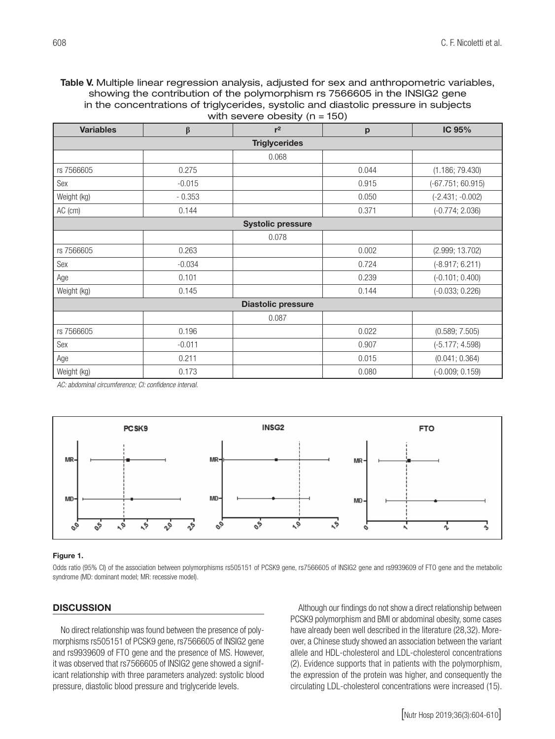**Table V.** Multiple linear regression analysis, adjusted for sex and anthropometric variables, showing the contribution of the polymorphism rs 7566605 in the INSIG2 gene in the concentrations of triglycerides, systolic and diastolic pressure in subjects with severe obesity (n = 150)

| Variables | β | $r^2$ | p | IC 95% |
|---|---|---|---|---|
| **Triglycerides** | | | | |
| | | 0.068 | | |
| rs 7566605 | 0.275 | | 0.044 | (1.186; 79.430) |
| Sex | -0.015 | | 0.915 | (-67.751; 60.915) |
| Weight (kg) | - 0.353 | | 0.050 | (-2.431; -0.002) |
| AC (cm) | 0.144 | | 0.371 | (-0.774; 2.036) |
| **Systolic pressure** | | | | |
| | | 0.078 | | |
| rs 7566605 | 0.263 | | 0.002 | (2.999; 13.702) |
| Sex | -0.034 | | 0.724 | (-8.917; 6.211) |
| Age | 0.101 | | 0.239 | (-0.101; 0.400) |
| Weight (kg) | 0.145 | | 0.144 | (-0.033; 0.226) |
| **Diastolic pressure** | | | | |
| | | 0.087 | | |
| rs 7566605 | 0.196 | | 0.022 | (0.589; 7.505) |
| Sex | -0.011 | | 0.907 | (-5.177; 4.598) |
| Age | 0.211 | | 0.015 | (0.041; 0.364) |
| Weight (kg) | 0.173 | | 0.080 | (-0.009; 0.159) |

*AC: abdominal circumference; CI: confidence interval.*

**Figure 1.**

Odds ratio (95% CI) of the association between polymorphisms rs505151 of PCSK9 gene, rs7566605 of INSIG2 gene and rs9939609 of FTO gene and the metabolic syndrome (MD: dominant model; MR: recessive model).

## DISCUSSION

No direct relationship was found between the presence of polymorphisms rs505151 of PCSK9 gene, rs7566605 of INSIG2 gene and rs9939609 of FTO gene and the presence of MS. However, it was observed that rs7566605 of INSIG2 gene showed a significant relationship with three parameters analyzed: systolic blood pressure, diastolic blood pressure and triglyceride levels.

Although our findings do not show a direct relationship between PCSK9 polymorphism and BMI or abdominal obesity, some cases have already been well described in the literature (28,32). Moreover, a Chinese study showed an association between the variant allele and HDL-cholesterol and LDL-cholesterol concentrations (2). Evidence supports that in patients with the polymorphism, the expression of the protein was higher, and consequently the circulating LDL-cholesterol concentrations were increased (15).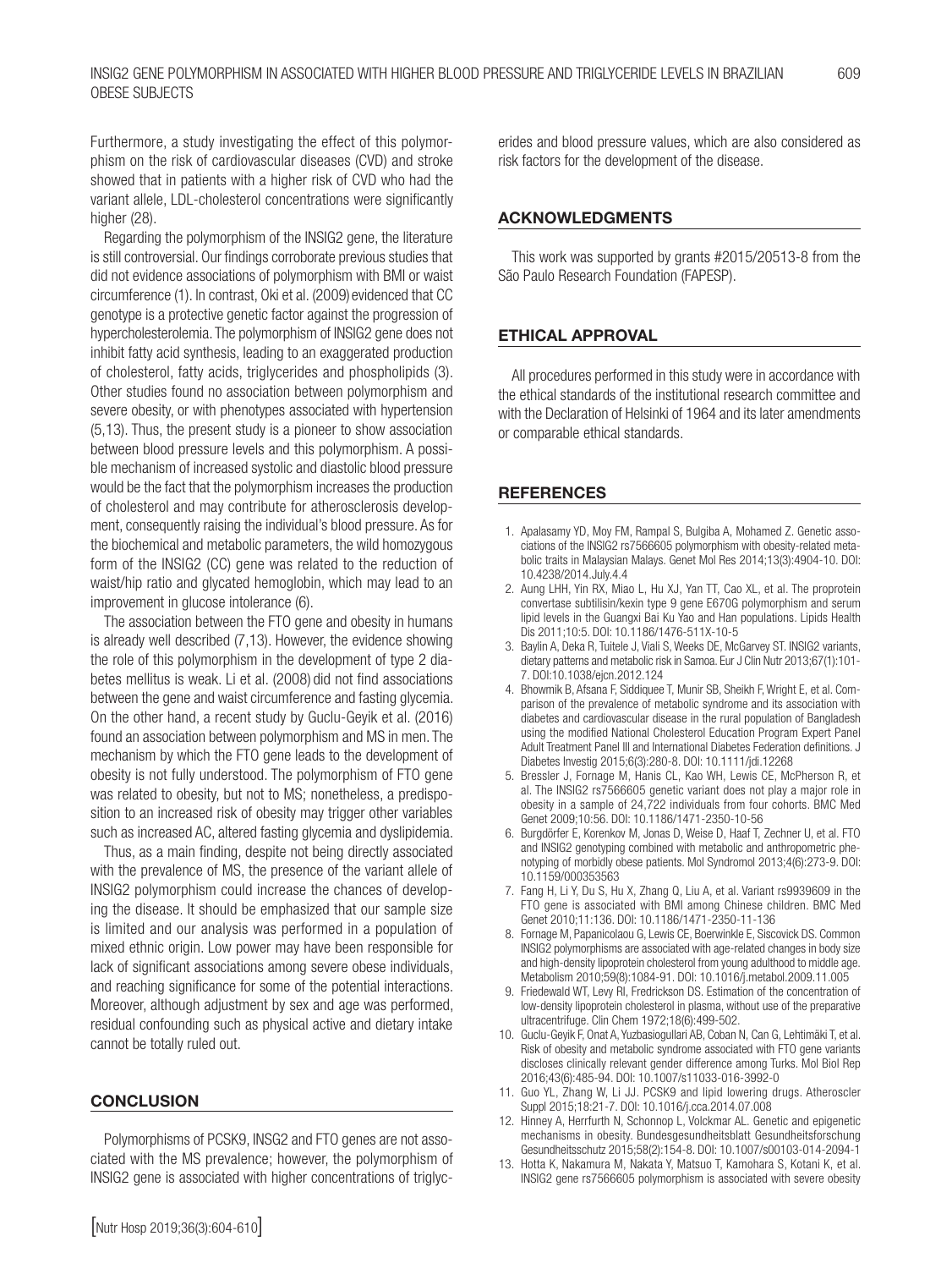Furthermore, a study investigating the effect of this polymorphism on the risk of cardiovascular diseases (CVD) and stroke showed that in patients with a higher risk of CVD who had the variant allele, LDL-cholesterol concentrations were significantly higher (28).

Regarding the polymorphism of the INSIG2 gene, the literature is still controversial. Our findings corroborate previous studies that did not evidence associations of polymorphism with BMI or waist circumference (1). In contrast, Oki et al. (2009) evidenced that CC genotype is a protective genetic factor against the progression of hypercholesterolemia. The polymorphism of INSIG2 gene does not inhibit fatty acid synthesis, leading to an exaggerated production of cholesterol, fatty acids, triglycerides and phospholipids (3). Other studies found no association between polymorphism and severe obesity, or with phenotypes associated with hypertension (5,13). Thus, the present study is a pioneer to show association between blood pressure levels and this polymorphism. A possible mechanism of increased systolic and diastolic blood pressure would be the fact that the polymorphism increases the production of cholesterol and may contribute for atherosclerosis development, consequently raising the individual's blood pressure. As for the biochemical and metabolic parameters, the wild homozygous form of the INSIG2 (CC) gene was related to the reduction of waist/hip ratio and glycated hemoglobin, which may lead to an improvement in glucose intolerance (6).

The association between the FTO gene and obesity in humans is already well described (7,13). However, the evidence showing the role of this polymorphism in the development of type 2 diabetes mellitus is weak. Li et al. (2008) did not find associations between the gene and waist circumference and fasting glycemia. On the other hand, a recent study by Guclu-Geyik et al. (2016) found an association between polymorphism and MS in men. The mechanism by which the FTO gene leads to the development of obesity is not fully understood. The polymorphism of FTO gene was related to obesity, but not to MS; nonetheless, a predisposition to an increased risk of obesity may trigger other variables such as increased AC, altered fasting glycemia and dyslipidemia.

Thus, as a main finding, despite not being directly associated with the prevalence of MS, the presence of the variant allele of INSIG2 polymorphism could increase the chances of developing the disease. It should be emphasized that our sample size is limited and our analysis was performed in a population of mixed ethnic origin. Low power may have been responsible for lack of significant associations among severe obese individuals, and reaching significance for some of the potential interactions. Moreover, although adjustment by sex and age was performed, residual confounding such as physical active and dietary intake cannot be totally ruled out.

## CONCLUSION

Polymorphisms of PCSK9, INSG2 and FTO genes are not associated with the MS prevalence; however, the polymorphism of INSIG2 gene is associated with higher concentrations of triglycerides and blood pressure values, which are also considered as risk factors for the development of the disease.

## ACKNOWLEDGMENTS

This work was supported by grants #2015/20513-8 from the São Paulo Research Foundation (FAPESP).

## ETHICAL APPROVAL

All procedures performed in this study were in accordance with the ethical standards of the institutional research committee and with the Declaration of Helsinki of 1964 and its later amendments or comparable ethical standards.

## REFERENCES

1. Apalasamy YD, Moy FM, Rampal S, Bulgiba A, Mohamed Z. Genetic associations of the INSIG2 rs7566605 polymorphism with obesity-related metabolic traits in Malaysian Malays. Genet Mol Res 2014;13(3):4904-10. DOI: 10.4238/2014.July.4.4
2. Aung LHH, Yin RX, Miao L, Hu XJ, Yan TT, Cao XL, et al. The proprotein convertase subtilisin/kexin type 9 gene E670G polymorphism and serum lipid levels in the Guangxi Bai Ku Yao and Han populations. Lipids Health Dis 2011;10:5. DOI: 10.1186/1476-511X-10-5
3. Baylin A, Deka R, Tuitele J, Viali S, Weeks DE, McGarvey ST. INSIG2 variants, dietary patterns and metabolic risk in Samoa. Eur J Clin Nutr 2013;67(1):101-7. DOI:10.1038/ejcn.2012.124
4. Bhowmik B, Afsana F, Siddiquee T, Munir SB, Sheikh F, Wright E, et al. Comparison of the prevalence of metabolic syndrome and its association with diabetes and cardiovascular disease in the rural population of Bangladesh using the modified National Cholesterol Education Program Expert Panel Adult Treatment Panel III and International Diabetes Federation definitions. J Diabetes Investig 2015;6(3):280-8. DOI: 10.1111/jdi.12268
5. Bressler J, Fornage M, Hanis CL, Kao WH, Lewis CE, McPherson R, et al. The INSIG2 rs7566605 genetic variant does not play a major role in obesity in a sample of 24,722 individuals from four cohorts. BMC Med Genet 2009;10:56. DOI: 10.1186/1471-2350-10-56
6. Burgdörfer E, Korenkov M, Jonas D, Weise D, Haaf T, Zechner U, et al. FTO and INSIG2 genotyping combined with metabolic and anthropometric phenotyping of morbidly obese patients. Mol Syndromol 2013;4(6):273-9. DOI: 10.1159/000353563
7. Fang H, Li Y, Du S, Hu X, Zhang Q, Liu A, et al. Variant rs9939609 in the FTO gene is associated with BMI among Chinese children. BMC Med Genet 2010;11:136. DOI: 10.1186/1471-2350-11-136
8. Fornage M, Papanicolaou G, Lewis CE, Boerwinkle E, Siscovick DS. Common INSIG2 polymorphisms are associated with age-related changes in body size and high-density lipoprotein cholesterol from young adulthood to middle age. Metabolism 2010;59(8):1084-91. DOI: 10.1016/j.metabol.2009.11.005
9. Friedewald WT, Levy RI, Fredrickson DS. Estimation of the concentration of low-density lipoprotein cholesterol in plasma, without use of the preparative ultracentrifuge. Clin Chem 1972;18(6):499-502.
10. Guclu-Geyik F, Onat A, Yuzbasiogullari AB, Coban N, Can G, Lehtimäki T, et al. Risk of obesity and metabolic syndrome associated with FTO gene variants discloses clinically relevant gender difference among Turks. Mol Biol Rep 2016;43(6):485-94. DOI: 10.1007/s11033-016-3992-0
11. Guo YL, Zhang W, Li JJ. PCSK9 and lipid lowering drugs. Atheroscler Suppl 2015;18:21-7. DOI: 10.1016/j.cca.2014.07.008
12. Hinney A, Herrfurth N, Schonnop L, Volckmar AL. Genetic and epigenetic mechanisms in obesity. Bundesgesundheitsblatt Gesundheitsforschung Gesundheitsschutz 2015;58(2):154-8. DOI: 10.1007/s00103-014-2094-1
13. Hotta K, Nakamura M, Nakata Y, Matsuo T, Kamohara S, Kotani K, et al. INSIG2 gene rs7566605 polymorphism is associated with severe obesity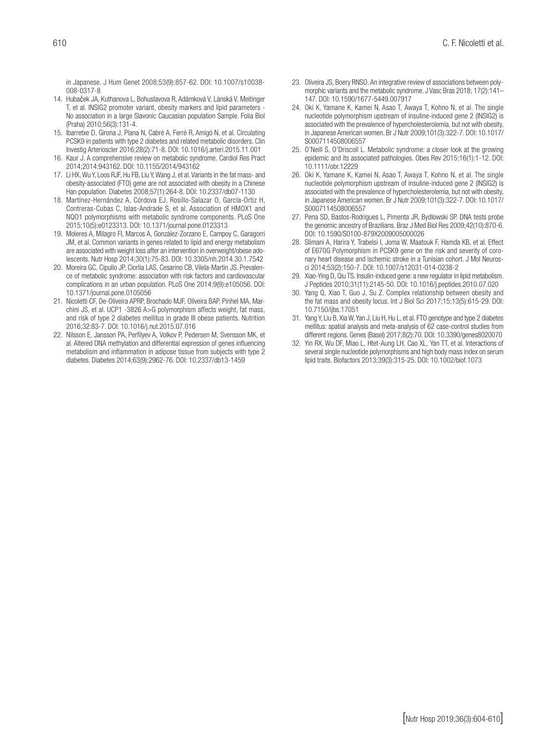in Japanese. J Hum Genet 2008;53(9):857-62. DOI: 10.1007/s10038-008-0317-8

14. Hubaček JA, Kuthanova L, Bohuslavova R, Adámková V, Lánská V, Meitinger T, et al. INSIG2 promoter variant, obesity markers and lipid parameters - No association in a large Slavonic Caucasian population Sample. Folia Biol (Praha) 2010;56(3):131-4.
15. Ibarretxe D, Girona J, Plana N, Cabré A, Ferré R, Amigó N, et al. Circulating PCSK9 in patients with type 2 diabetes and related metabolic disorders. Clin Investig Arterioscler 2016;28(2):71-8. DOI: 10.1016/j.arteri.2015.11.001
16. Kaur J. A comprehensive review on metabolic syndrome. Cardiol Res Pract 2014;2014:943162. DOI: 10.1155/2014/943162
17. Li HX, Wu Y, Loos RJF, Hu FB, Liu Y, Wang J, et al. Variants in the fat mass- and obesity-associated (FTO) gene are not associated with obesity in a Chinese Han population. Diabetes 2008;57(1):264-8. DOI: 10.2337/db07-1130
18. Martínez-Hernández A, Córdova EJ, Rosillo-Salazar O, García-Ortiz H, Contreras-Cubas C, Islas-Andrade S, et al. Association of HMOX1 and NQO1 polymorphisms with metabolic syndrome components. PLoS One 2015;10(5):e0123313. DOI: 10.1371/journal.pone.0123313
19. Moleres A, Milagro FI, Marcos A, González-Zorzano E, Campoy C, Garagorri JM, et al. Common variants in genes related to lipid and energy metabolism are associated with weight loss after an intervention in overweight/obese adolescents. Nutr Hosp 2014;30(1):75-83. DOI: 10.3305/nh.2014.30.1.7542
20. Moreira GC, Cipullo JP, Ciorlia LAS, Cesarino CB, Vilela-Martin JS. Prevalence of metabolic syndrome: association with risk factors and cardiovascular complications in an urban population. PLoS One 2014;9(9):e105056. DOI: 10.1371/journal.pone.0105056
21. Nicoletti CF, De-Oliveira APRP, Brochado MJF, Oliveira BAP, Pinhel MA, Marchini JS, et al. UCP1 -3826 A>G polymorphism affects weight, fat mass, and risk of type 2 diabetes mellitus in grade III obese patients. Nutrition 2016;32:83-7. DOI: 10.1016/j.nut.2015.07.016
22. Nilsson E, Jansson PA, Perfilyev A, Volkov P, Pedersen M, Svensson MK, et al. Altered DNA methylation and differential expression of genes influencing metabolism and inflammation in adipose tissue from subjects with type 2 diabetes. Diabetes 2014;63(9):2962-76. DOI: 10.2337/db13-1459
23. Oliveira JS, Boery RNSO. An integrative review of associations between polymorphic variants and the metabolic syndrome. J Vasc Bras 2018; 17(2):141–147. DOI: 10.1590/1677-5449.007917
24. Oki K, Yamane K, Kamei N, Asao T, Awaya T, Kohno N, et al. The single nucleotide polymorphism upstream of insuline-induced gene 2 (INSIG2) is associated with the prevalence of hypercholesterolemia, but not with obesity, in Japanese American women. Br J Nutr 2009;101(3):322-7. DOI: 10.1017/S0007114508006557
25. O'Neill S, O'Driscoll L. Metabolic syndrome: a closer look at the growing epidemic and its associated pathologies. Obes Rev 2015;16(1):1-12. DOI: 10.1111/obr.12229
26. Oki K, Yamane K, Kamei N, Asao T, Awaya T, Kohno N, et al. The single nucleotide polymorphism upstream of insuline-induced gene 2 (INSIG2) is associated with the prevalence of hypercholesterolemia, but not with obesity, in Japanese American women. Br J Nutr 2009;101(3):322-7. DOI: 10.1017/S0007114508006557
27. Pena SD, Bastos-Rodrigues L, Pimenta JR, Bydlowski SP. DNA tests probe the genomic ancestry of Brazilians. Braz J Med Biol Res 2009;42(10):870-6. DOI: 10.1590/S0100-879X2009005000026
28. Slimani A, Harira Y, Trabelsi I, Joma W, Maatouk F, Hamda KB, et al. Effect of E670G Polymorphism in PCSK9 gene on the risk and severity of coronary heart disease and ischemic stroke in a Tunisian cohort. J Mol Neurosci 2014;53(2):150-7. DOI: 10.1007/s12031-014-0238-2
29. Xiao-Ying D, Qiu TS. Insulin-induced gene: a new regulator in lipid metabolism. J Peptides 2010;31(11):2145-50. DOI: 10.1016/j.peptides.2010.07.020
30. Yang Q, Xiao T, Guo J, Su Z. Complex relationship between obesity and the fat mass and obesity locus. Int J Biol Sci 2017;15;13(5):615-29. DOI: 10.7150/ijbs.17051
31. Yang Y, Liu B, Xia W, Yan J, Liu H, Hu L, et al. FTO genotype and type 2 diabetes mellitus: spatial analysis and meta-analysis of 62 case-control studies from different regions. Genes (Basel) 2017;8(2):70. DOI: 10.3390/genes8020070
32. Yin RX, Wu DF, Miao L, Htet-Aung LH, Cao XL, Yan TT, et al. Interactions of several single nucleotide polymorphisms and high body mass index on serum lipid traits. Biofactors 2013;39(3):315-25. DOI: 10.1002/biof.1073